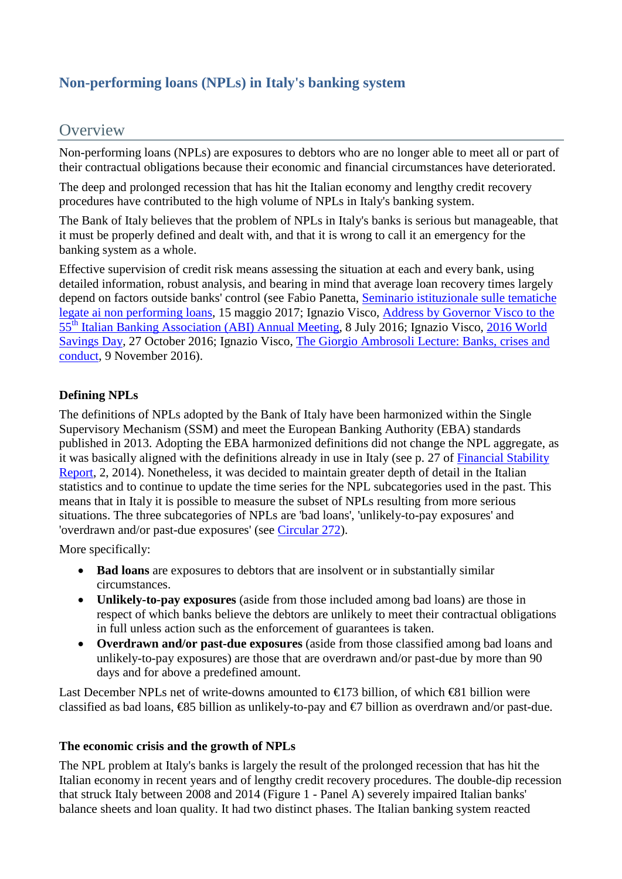# Non-performing loans (NPLs) in Italy's banking system

## Overview

Non-performing loans (NPLs) are exposures to debtors who are no longer able to meet all or part of their contractual obligations because their economic and financial circumstances have deteriorated.

The deep and prolonged recession that has hit the Italian economy and lengthy credit recovery procedures have contributed to the high volume of NPLs in Italy's banking system.

The Bank of Italy believes that the problem of NPLs in Italy's banks is serious but manageable, that it must be properly defined and dealt with, and that it is wrong to call it an emergency for the banking system as a whole.

Effective supervision of credit risk means assessing the situation at each and every bank, using detailed information, robust analysis, and bearing in mind that average loan recovery times largely depend on factors outside banks' control (see Fabio Panetta, Seminario istituzionale sulle tematiche legate ai non performing loans, 15 maggio 2017; Ignazio Visco, Address by Governor Visco to the 55th Italian Banking Association (ABI) Annual Meeting, 8 July 2016; Ignazio Visco, 2016 World Savings Day, 27 October 2016; Ignazio Visco, The Giorgio Ambrosoli Lecture: Banks, crises and conduct, 9 November 2016).

### Defining NPLs

The definitions of NPLs adopted by the Bank of Italy have been harmonized within the Single Supervisory Mechanism (SSM) and meet the European Banking Authority (EBA) standards published in 2013. Adopting the EBA harmonized definitions did not change the NPL aggregate, as it was basically aligned with the definitions already in use in Italy (see p. 27 of Financial Stability Report, 2, 2014). Nonetheless, it was decided to maintain greater depth of detail in the Italian statistics and to continue to update the time series for the NPL subcategories used in the past. This means that in Italy it is possible to measure the subset of NPLs resulting from more serious situations. The three subcategories of NPLs are 'bad loans', 'unlikely-to-pay exposures' and 'overdrawn and/or past-due exposures' (see Circular 272).

More specifically:

- **Bad loans** are exposures to debtors that are insolvent or in substantially similar circumstances.
- **Unlikely-to-pay exposures** (aside from those included among bad loans) are those in respect of which banks believe the debtors are unlikely to meet their contractual obligations in full unless action such as the enforcement of guarantees is taken.
- **Overdrawn and/or past-due exposures** (aside from those classified among bad loans and unlikely-to-pay exposures) are those that are overdrawn and/or past-due by more than 90 days and for above a predefined amount.

Last December NPLs net of write-downs amounted to €173 billion, of which €81 billion were classified as bad loans, €85 billion as unlikely-to-pay and €7 billion as overdrawn and/or past-due.

### The economic crisis and the growth of NPLs

The NPL problem at Italy's banks is largely the result of the prolonged recession that has hit the Italian economy in recent years and of lengthy credit recovery procedures. The double-dip recession that struck Italy between 2008 and 2014 (Figure 1 - Panel A) severely impaired Italian banks' balance sheets and loan quality. It had two distinct phases. The Italian banking system reacted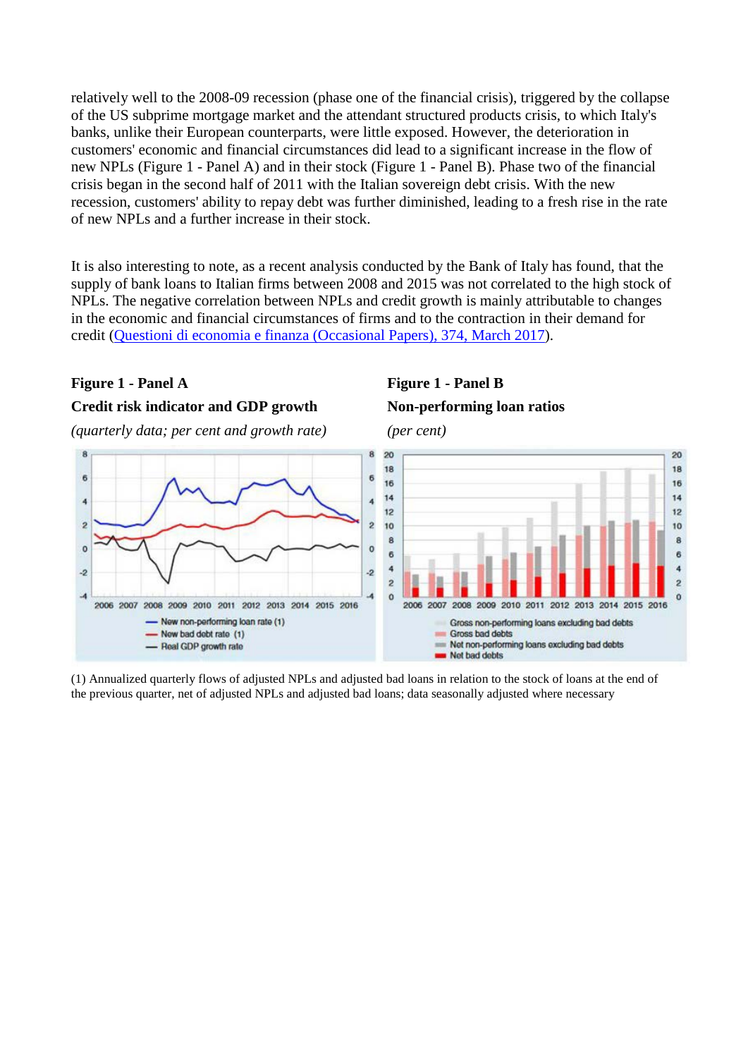relatively well to the 2008-09 recession (phase one of the financial crisis), triggered by the collapse of the US subprime mortgage market and the attendant structured products crisis, to which Italy's banks, unlike their European counterparts, were little exposed. However, the deterioration in customers' economic and financial circumstances did lead to a significant increase in the flow of new NPLs (Figure 1 - Panel A) and in their stock (Figure 1 - Panel B). Phase two of the financial crisis began in the second half of 2011 with the Italian sovereign debt crisis. With the new recession, customers' ability to repay debt was further diminished, leading to a fresh rise in the rate of new NPLs and a further increase in their stock.

It is also interesting to note, as a recent analysis conducted by the Bank of Italy has found, that the supply of bank loans to Italian firms between 2008 and 2015 was not correlated to the high stock of NPLs. The negative correlation between NPLs and credit growth is mainly attributable to changes in the economic and financial circumstances of firms and to the contraction in their demand for credit ([Questioni di economia e finanza (Occasional Papers), 374, March 2017]).

**Figure 1 - Panel A**

**Credit risk indicator and GDP growth**

*(quarterly data; per cent and growth rate)*

8 6 4 2 0 -2 -4

2006 2007 2008 2009 2010 2011 2012 2013 2014 2015 2016

New non-performing loan rate (1)
New bad debt rate (1)
Real GDP growth rate

**Figure 1 - Panel B**

**Non-performing loan ratios**

*(per cent)*

20 18 16 14 12 10 8 6 4 2 0

2006 2007 2008 2009 2010 2011 2012 2013 2014 2015 2016

Gross non-performing loans excluding bad debts
Gross bad debts
Net non-performing loans excluding bad debts
Net bad debts

(1) Annualized quarterly flows of adjusted NPLs and adjusted bad loans in relation to the stock of loans at the end of the previous quarter, net of adjusted NPLs and adjusted bad loans; data seasonally adjusted where necessary